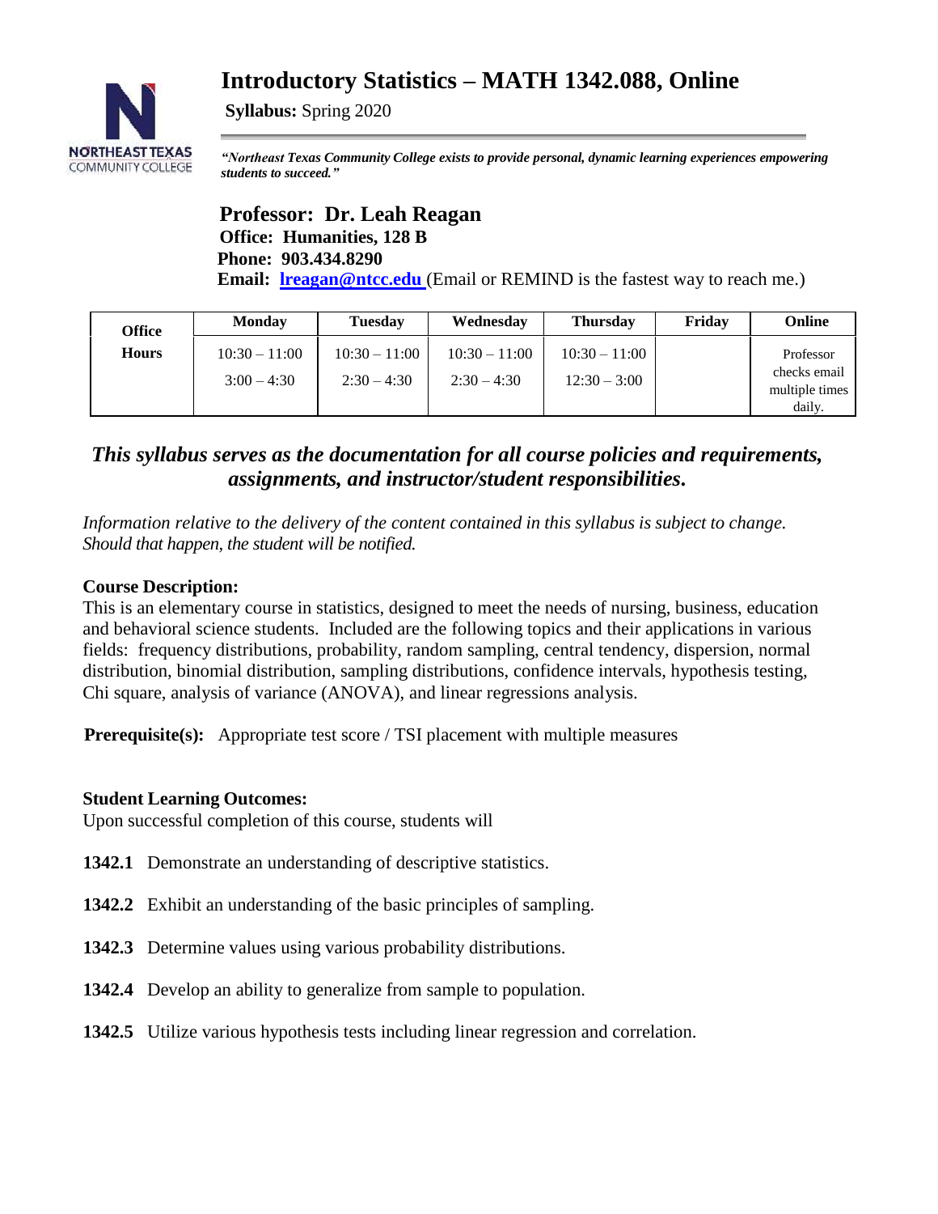# Introductory Statistics – MATH 1342.088, Online

**Syllabus:** Spring 2020

***"Northeast Texas Community College exists to provide personal, dynamic learning experiences empowering students to succeed."***

## Professor: Dr. Leah Reagan

**Office: Humanities, 128 B**
**Phone: 903.434.8290**
**Email: lreagan@ntcc.edu** (Email or REMIND is the fastest way to reach me.)

| Office Hours | Monday | Tuesday | Wednesday | Thursday | Friday | Online |
|---|---|---|---|---|---|---|
| | 10:30 – 11:00<br>3:00 – 4:30 | 10:30 – 11:00<br>2:30 – 4:30 | 10:30 – 11:00<br>2:30 – 4:30 | 10:30 – 11:00<br>12:30 – 3:00 | | Professor checks email multiple times daily. |

## *This syllabus serves as the documentation for all course policies and requirements, assignments, and instructor/student responsibilities.*

*Information relative to the delivery of the content contained in this syllabus is subject to change. Should that happen, the student will be notified.*

**Course Description:**
This is an elementary course in statistics, designed to meet the needs of nursing, business, education and behavioral science students. Included are the following topics and their applications in various fields: frequency distributions, probability, random sampling, central tendency, dispersion, normal distribution, binomial distribution, sampling distributions, confidence intervals, hypothesis testing, Chi square, analysis of variance (ANOVA), and linear regressions analysis.

**Prerequisite(s):** Appropriate test score / TSI placement with multiple measures

**Student Learning Outcomes:**
Upon successful completion of this course, students will

**1342.1** Demonstrate an understanding of descriptive statistics.

**1342.2** Exhibit an understanding of the basic principles of sampling.

**1342.3** Determine values using various probability distributions.

**1342.4** Develop an ability to generalize from sample to population.

**1342.5** Utilize various hypothesis tests including linear regression and correlation.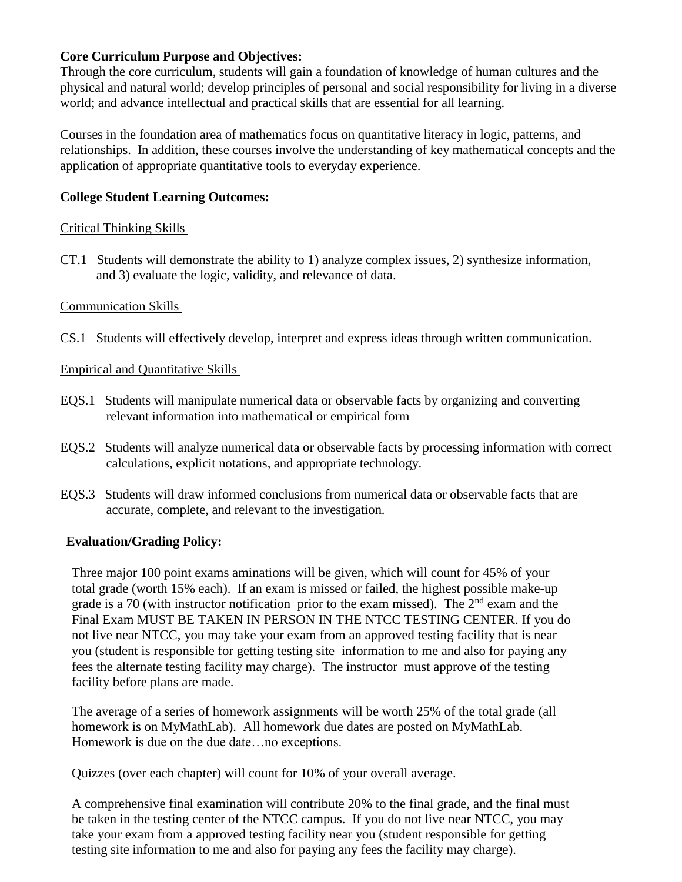**Core Curriculum Purpose and Objectives:**
Through the core curriculum, students will gain a foundation of knowledge of human cultures and the physical and natural world; develop principles of personal and social responsibility for living in a diverse world; and advance intellectual and practical skills that are essential for all learning.

Courses in the foundation area of mathematics focus on quantitative literacy in logic, patterns, and relationships. In addition, these courses involve the understanding of key mathematical concepts and the application of appropriate quantitative tools to everyday experience.

**College Student Learning Outcomes:**

Critical Thinking Skills

CT.1 Students will demonstrate the ability to 1) analyze complex issues, 2) synthesize information, and 3) evaluate the logic, validity, and relevance of data.

Communication Skills

CS.1 Students will effectively develop, interpret and express ideas through written communication.

Empirical and Quantitative Skills

EQS.1 Students will manipulate numerical data or observable facts by organizing and converting relevant information into mathematical or empirical form

EQS.2 Students will analyze numerical data or observable facts by processing information with correct calculations, explicit notations, and appropriate technology.

EQS.3 Students will draw informed conclusions from numerical data or observable facts that are accurate, complete, and relevant to the investigation.

**Evaluation/Grading Policy:**

Three major 100 point exams aminations will be given, which will count for 45% of your total grade (worth 15% each). If an exam is missed or failed, the highest possible make-up grade is a 70 (with instructor notification prior to the exam missed). The 2nd exam and the Final Exam MUST BE TAKEN IN PERSON IN THE NTCC TESTING CENTER. If you do not live near NTCC, you may take your exam from an approved testing facility that is near you (student is responsible for getting testing site information to me and also for paying any fees the alternate testing facility may charge). The instructor must approve of the testing facility before plans are made.

The average of a series of homework assignments will be worth 25% of the total grade (all homework is on MyMathLab). All homework due dates are posted on MyMathLab. Homework is due on the due date…no exceptions.

Quizzes (over each chapter) will count for 10% of your overall average.

A comprehensive final examination will contribute 20% to the final grade, and the final must be taken in the testing center of the NTCC campus. If you do not live near NTCC, you may take your exam from a approved testing facility near you (student responsible for getting testing site information to me and also for paying any fees the facility may charge).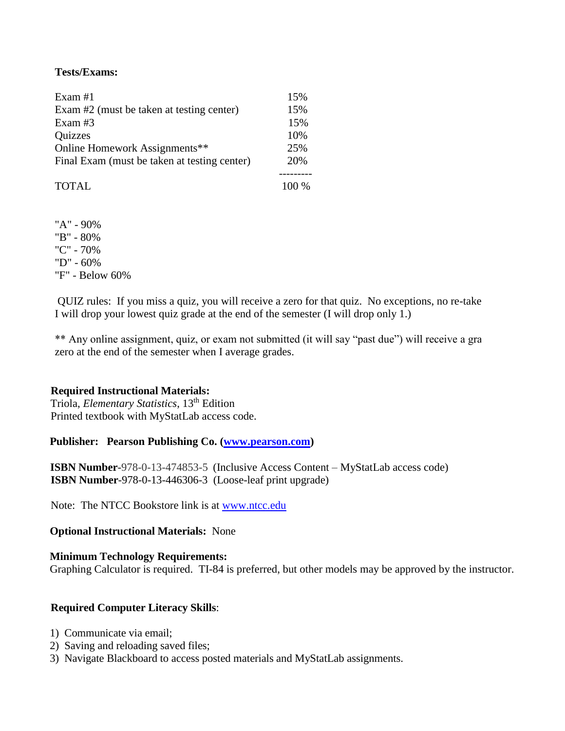**Tests/Exams:**

| | |
|---|---|
| Exam #1 | 15% |
| Exam #2 (must be taken at testing center) | 15% |
| Exam #3 | 15% |
| Quizzes | 10% |
| Online Homework Assignments** | 25% |
| Final Exam (must be taken at testing center) | 20% |
| TOTAL | 100 % |

"A" - 90%
"B" - 80%
"C" - 70%
"D" - 60%
"F" - Below 60%

QUIZ rules: If you miss a quiz, you will receive a zero for that quiz. No exceptions, no re-take
I will drop your lowest quiz grade at the end of the semester (I will drop only 1.)

** Any online assignment, quiz, or exam not submitted (it will say "past due") will receive a gra
zero at the end of the semester when I average grades.

**Required Instructional Materials:**
Triola, *Elementary Statistics*, 13th Edition
Printed textbook with MyStatLab access code.

**Publisher: Pearson Publishing Co. ([www.pearson.com](www.pearson.com))**

**ISBN Number**-978-0-13-474853-5 (Inclusive Access Content – MyStatLab access code)
**ISBN Number**-978-0-13-446306-3 (Loose-leaf print upgrade)

Note: The NTCC Bookstore link is at [www.ntcc.edu](www.ntcc.edu)

**Optional Instructional Materials:** None

**Minimum Technology Requirements:**
Graphing Calculator is required. TI-84 is preferred, but other models may be approved by the instructor.

**Required Computer Literacy Skills**:

1) Communicate via email;
2) Saving and reloading saved files;
3) Navigate Blackboard to access posted materials and MyStatLab assignments.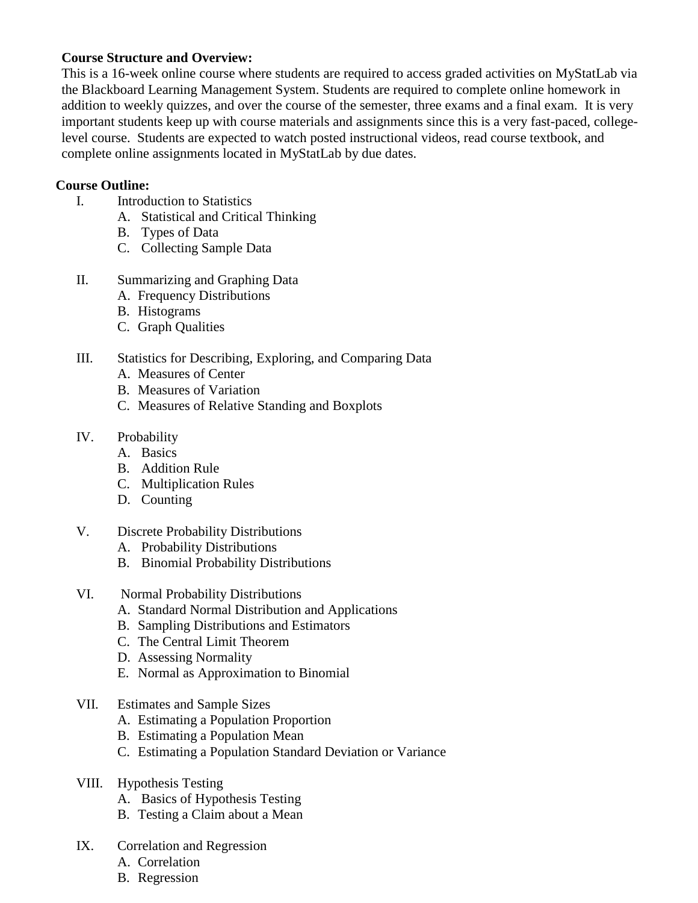**Course Structure and Overview:**
This is a 16-week online course where students are required to access graded activities on MyStatLab via the Blackboard Learning Management System. Students are required to complete online homework in addition to weekly quizzes, and over the course of the semester, three exams and a final exam. It is very important students keep up with course materials and assignments since this is a very fast-paced, college-level course. Students are expected to watch posted instructional videos, read course textbook, and complete online assignments located in MyStatLab by due dates.

**Course Outline:**

I. Introduction to Statistics
   - A. Statistical and Critical Thinking
   - B. Types of Data
   - C. Collecting Sample Data

II. Summarizing and Graphing Data
   - A. Frequency Distributions
   - B. Histograms
   - C. Graph Qualities

III. Statistics for Describing, Exploring, and Comparing Data
   - A. Measures of Center
   - B. Measures of Variation
   - C. Measures of Relative Standing and Boxplots

IV. Probability
   - A. Basics
   - B. Addition Rule
   - C. Multiplication Rules
   - D. Counting

V. Discrete Probability Distributions
   - A. Probability Distributions
   - B. Binomial Probability Distributions

VI. Normal Probability Distributions
   - A. Standard Normal Distribution and Applications
   - B. Sampling Distributions and Estimators
   - C. The Central Limit Theorem
   - D. Assessing Normality
   - E. Normal as Approximation to Binomial

VII. Estimates and Sample Sizes
   - A. Estimating a Population Proportion
   - B. Estimating a Population Mean
   - C. Estimating a Population Standard Deviation or Variance

VIII. Hypothesis Testing
   - A. Basics of Hypothesis Testing
   - B. Testing a Claim about a Mean

IX. Correlation and Regression
   - A. Correlation
   - B. Regression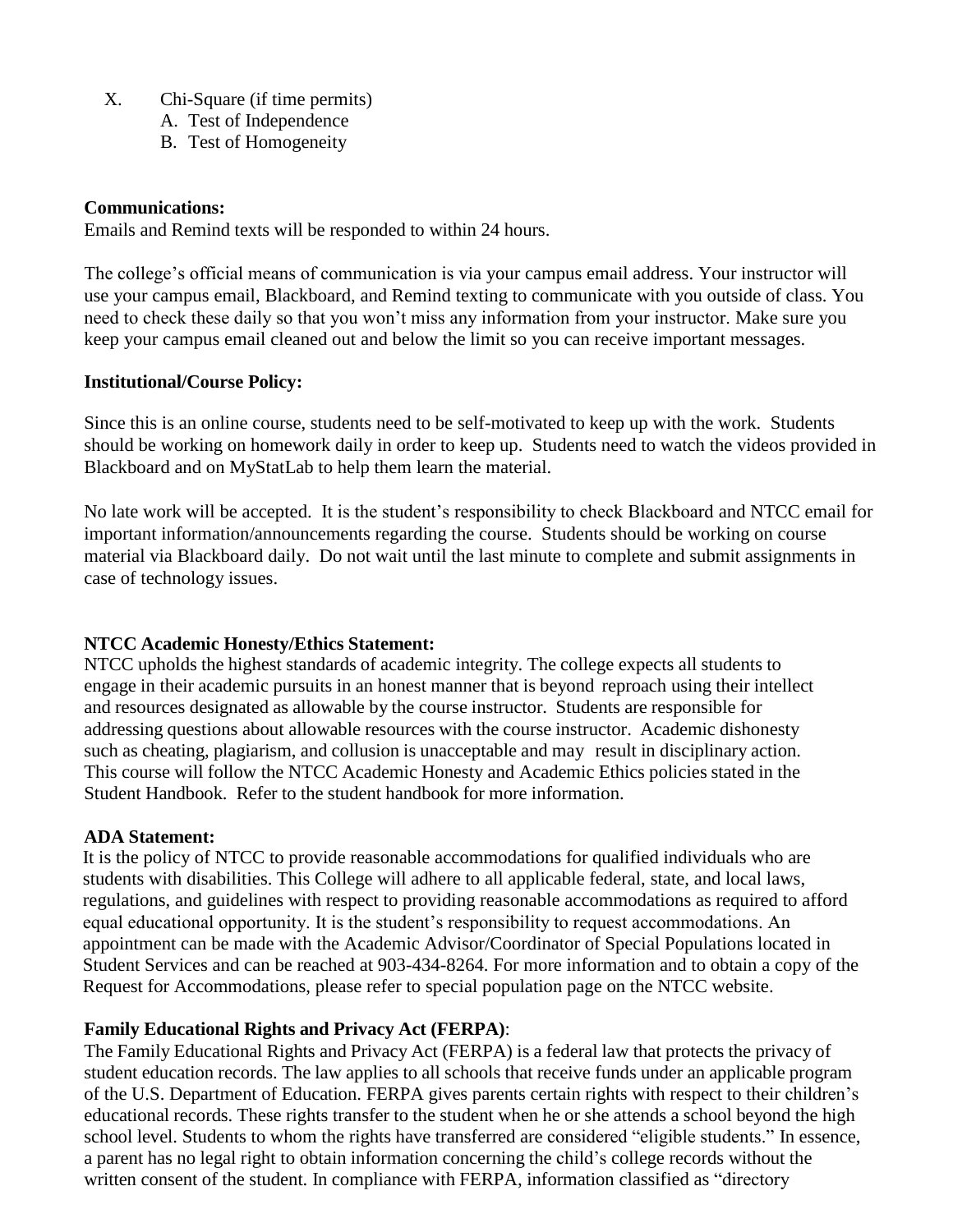X. Chi-Square (if time permits)
   A. Test of Independence
   B. Test of Homogeneity

**Communications:**
Emails and Remind texts will be responded to within 24 hours.

The college's official means of communication is via your campus email address. Your instructor will use your campus email, Blackboard, and Remind texting to communicate with you outside of class. You need to check these daily so that you won't miss any information from your instructor. Make sure you keep your campus email cleaned out and below the limit so you can receive important messages.

**Institutional/Course Policy:**

Since this is an online course, students need to be self-motivated to keep up with the work. Students should be working on homework daily in order to keep up. Students need to watch the videos provided in Blackboard and on MyStatLab to help them learn the material.

No late work will be accepted. It is the student's responsibility to check Blackboard and NTCC email for important information/announcements regarding the course. Students should be working on course material via Blackboard daily. Do not wait until the last minute to complete and submit assignments in case of technology issues.

**NTCC Academic Honesty/Ethics Statement:**
NTCC upholds the highest standards of academic integrity. The college expects all students to engage in their academic pursuits in an honest manner that is beyond reproach using their intellect and resources designated as allowable by the course instructor. Students are responsible for addressing questions about allowable resources with the course instructor. Academic dishonesty such as cheating, plagiarism, and collusion is unacceptable and may result in disciplinary action. This course will follow the NTCC Academic Honesty and Academic Ethics policies stated in the Student Handbook. Refer to the student handbook for more information.

**ADA Statement:**
It is the policy of NTCC to provide reasonable accommodations for qualified individuals who are students with disabilities. This College will adhere to all applicable federal, state, and local laws, regulations, and guidelines with respect to providing reasonable accommodations as required to afford equal educational opportunity. It is the student's responsibility to request accommodations. An appointment can be made with the Academic Advisor/Coordinator of Special Populations located in Student Services and can be reached at 903-434-8264. For more information and to obtain a copy of the Request for Accommodations, please refer to special population page on the NTCC website.

**Family Educational Rights and Privacy Act (FERPA)**:
The Family Educational Rights and Privacy Act (FERPA) is a federal law that protects the privacy of student education records. The law applies to all schools that receive funds under an applicable program of the U.S. Department of Education. FERPA gives parents certain rights with respect to their children's educational records. These rights transfer to the student when he or she attends a school beyond the high school level. Students to whom the rights have transferred are considered "eligible students." In essence, a parent has no legal right to obtain information concerning the child's college records without the written consent of the student. In compliance with FERPA, information classified as "directory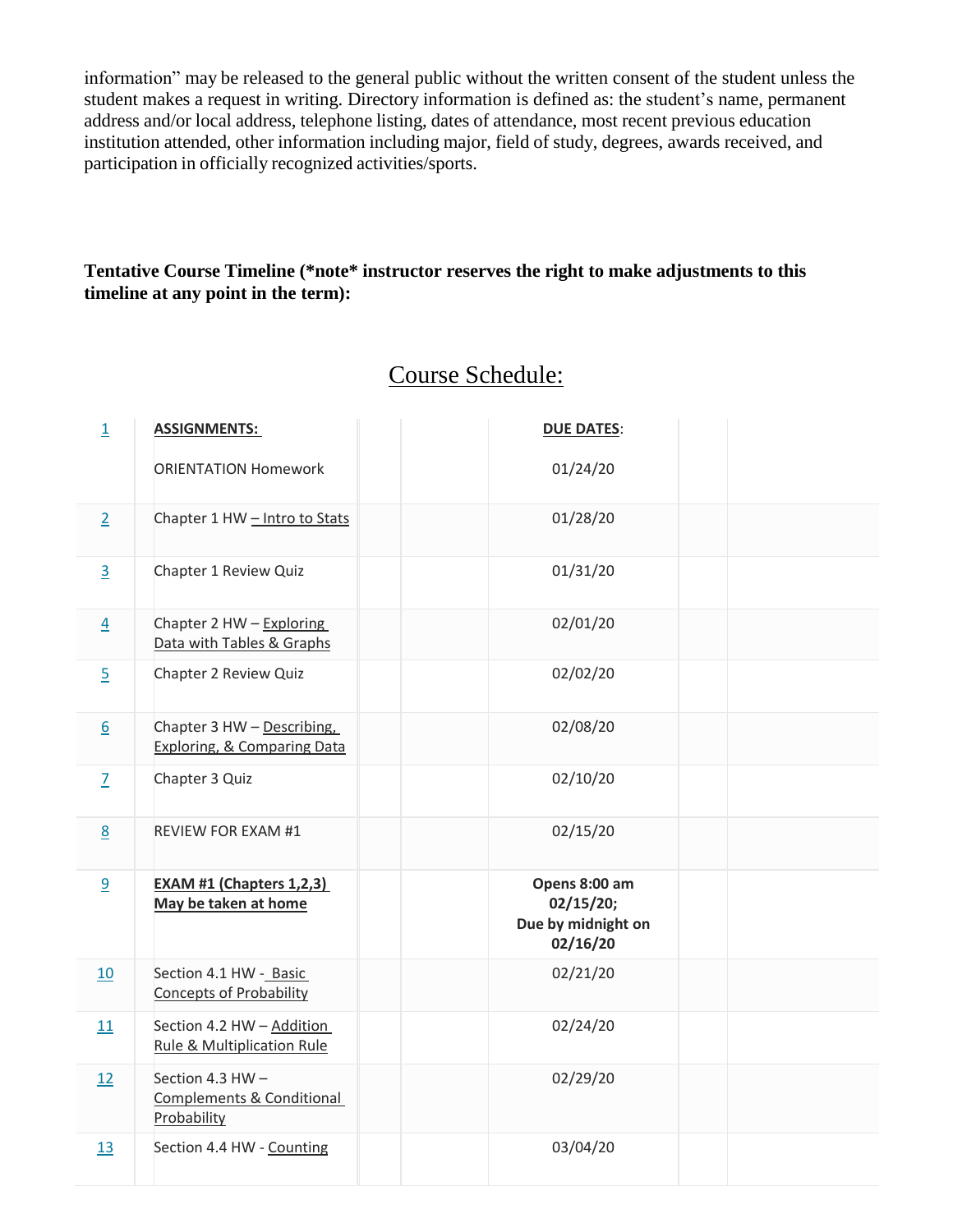information" may be released to the general public without the written consent of the student unless the student makes a request in writing. Directory information is defined as: the student's name, permanent address and/or local address, telephone listing, dates of attendance, most recent previous education institution attended, other information including major, field of study, degrees, awards received, and participation in officially recognized activities/sports.

**Tentative Course Timeline (*note* instructor reserves the right to make adjustments to this timeline at any point in the term):**

## Course Schedule:

| | ASSIGNMENTS: | DUE DATES: |
|---|---|---|
| 1 | ORIENTATION Homework | 01/24/20 |
| 2 | Chapter 1 HW – Intro to Stats | 01/28/20 |
| 3 | Chapter 1 Review Quiz | 01/31/20 |
| 4 | Chapter 2 HW – Exploring Data with Tables & Graphs | 02/01/20 |
| 5 | Chapter 2 Review Quiz | 02/02/20 |
| 6 | Chapter 3 HW – Describing, Exploring, & Comparing Data | 02/08/20 |
| 7 | Chapter 3 Quiz | 02/10/20 |
| 8 | REVIEW FOR EXAM #1 | 02/15/20 |
| 9 | **EXAM #1 (Chapters 1,2,3) May be taken at home** | **Opens 8:00 am 02/15/20; Due by midnight on 02/16/20** |
| 10 | Section 4.1 HW - Basic Concepts of Probability | 02/21/20 |
| 11 | Section 4.2 HW – Addition Rule & Multiplication Rule | 02/24/20 |
| 12 | Section 4.3 HW – Complements & Conditional Probability | 02/29/20 |
| 13 | Section 4.4 HW - Counting | 03/04/20 |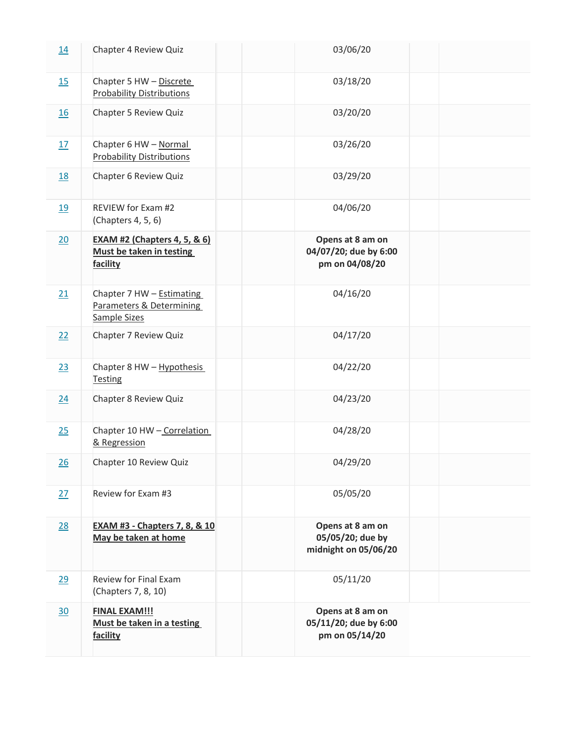| | | | | | | |
|---|---|---|---|---|---|---|
| 14 | Chapter 4 Review Quiz | | | 03/06/20 | | |
| 15 | Chapter 5 HW – Discrete Probability Distributions | | | 03/18/20 | | |
| 16 | Chapter 5 Review Quiz | | | 03/20/20 | | |
| 17 | Chapter 6 HW – Normal Probability Distributions | | | 03/26/20 | | |
| 18 | Chapter 6 Review Quiz | | | 03/29/20 | | |
| 19 | REVIEW for Exam #2 (Chapters 4, 5, 6) | | | 04/06/20 | | |
| 20 | **EXAM #2 (Chapters 4, 5, & 6) Must be taken in testing facility** | | | **Opens at 8 am on 04/07/20; due by 6:00 pm on 04/08/20** | | |
| 21 | Chapter 7 HW – Estimating Parameters & Determining Sample Sizes | | | 04/16/20 | | |
| 22 | Chapter 7 Review Quiz | | | 04/17/20 | | |
| 23 | Chapter 8 HW – Hypothesis Testing | | | 04/22/20 | | |
| 24 | Chapter 8 Review Quiz | | | 04/23/20 | | |
| 25 | Chapter 10 HW – Correlation & Regression | | | 04/28/20 | | |
| 26 | Chapter 10 Review Quiz | | | 04/29/20 | | |
| 27 | Review for Exam #3 | | | 05/05/20 | | |
| 28 | **EXAM #3 - Chapters 7, 8, & 10 May be taken at home** | | | **Opens at 8 am on 05/05/20; due by midnight on 05/06/20** | | |
| 29 | Review for Final Exam (Chapters 7, 8, 10) | | | 05/11/20 | | |
| 30 | **FINAL EXAM!!! Must be taken in a testing facility** | | | **Opens at 8 am on 05/11/20; due by 6:00 pm on 05/14/20** | | |